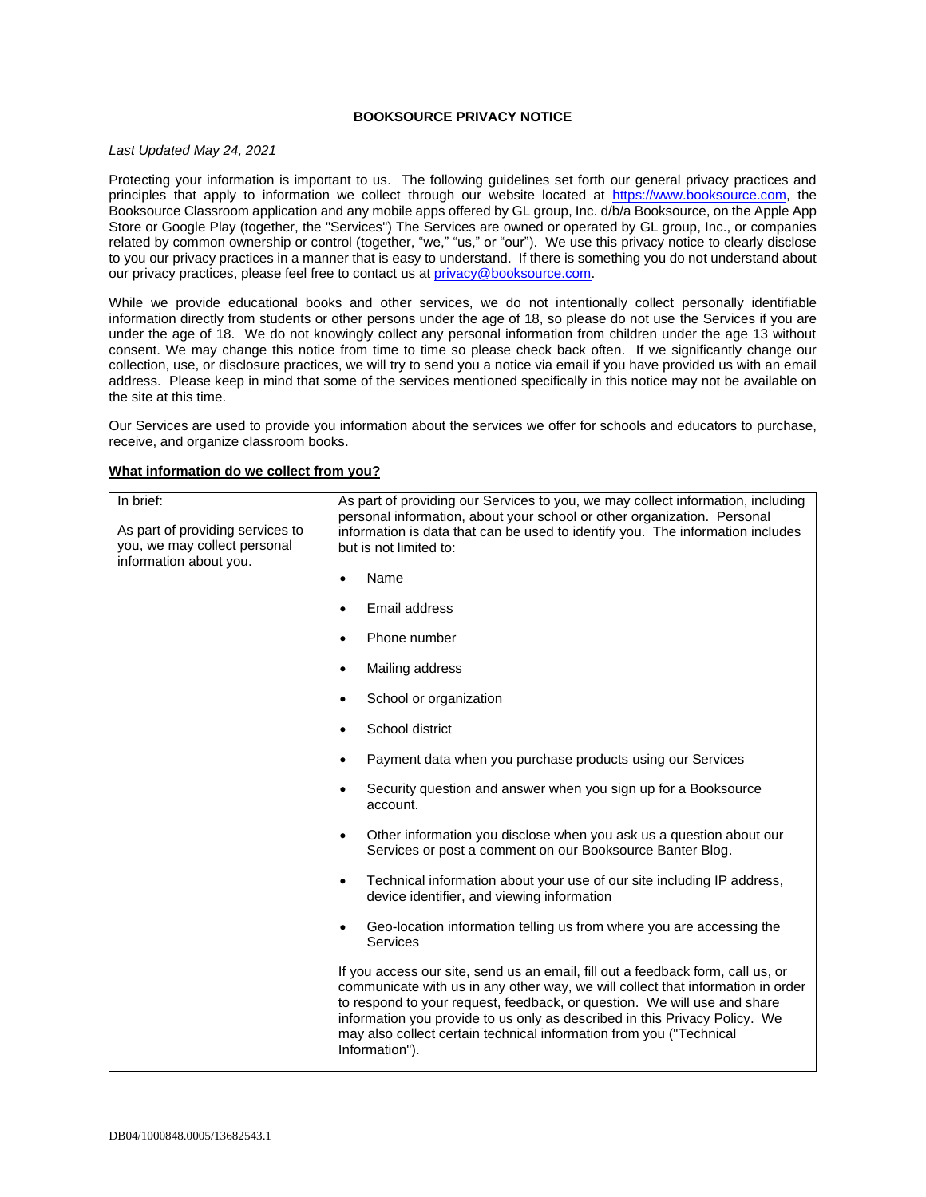**BOOKSOURCE PRIVACY NOTICE**

*Last Updated May 24, 2021*

Protecting your information is important to us. The following guidelines set forth our general privacy practices and principles that apply to information we collect through our website located at https://www.booksource.com, the Booksource Classroom application and any mobile apps offered by GL group, Inc. d/b/a Booksource, on the Apple App Store or Google Play (together, the "Services") The Services are owned or operated by GL group, Inc., or companies related by common ownership or control (together, "we," "us," or "our"). We use this privacy notice to clearly disclose to you our privacy practices in a manner that is easy to understand. If there is something you do not understand about our privacy practices, please feel free to contact us at privacy@booksource.com.

While we provide educational books and other services, we do not intentionally collect personally identifiable information directly from students or other persons under the age of 18, so please do not use the Services if you are under the age of 18. We do not knowingly collect any personal information from children under the age 13 without consent. We may change this notice from time to time so please check back often. If we significantly change our collection, use, or disclosure practices, we will try to send you a notice via email if you have provided us with an email address. Please keep in mind that some of the services mentioned specifically in this notice may not be available on the site at this time.

Our Services are used to provide you information about the services we offer for schools and educators to purchase, receive, and organize classroom books.

**What information do we collect from you?**

| In brief: | |
|---|---|
| In brief:<br><br>As part of providing services to you, we may collect personal information about you. | As part of providing our Services to you, we may collect information, including personal information, about your school or other organization. Personal information is data that can be used to identify you. The information includes but is not limited to:<br><br>• Name<br>• Email address<br>• Phone number<br>• Mailing address<br>• School or organization<br>• School district<br>• Payment data when you purchase products using our Services<br>• Security question and answer when you sign up for a Booksource account.<br>• Other information you disclose when you ask us a question about our Services or post a comment on our Booksource Banter Blog.<br>• Technical information about your use of our site including IP address, device identifier, and viewing information<br>• Geo-location information telling us from where you are accessing the Services<br><br>If you access our site, send us an email, fill out a feedback form, call us, or communicate with us in any other way, we will collect that information in order to respond to your request, feedback, or question. We will use and share information you provide to us only as described in this Privacy Policy. We may also collect certain technical information from you ("Technical Information"). |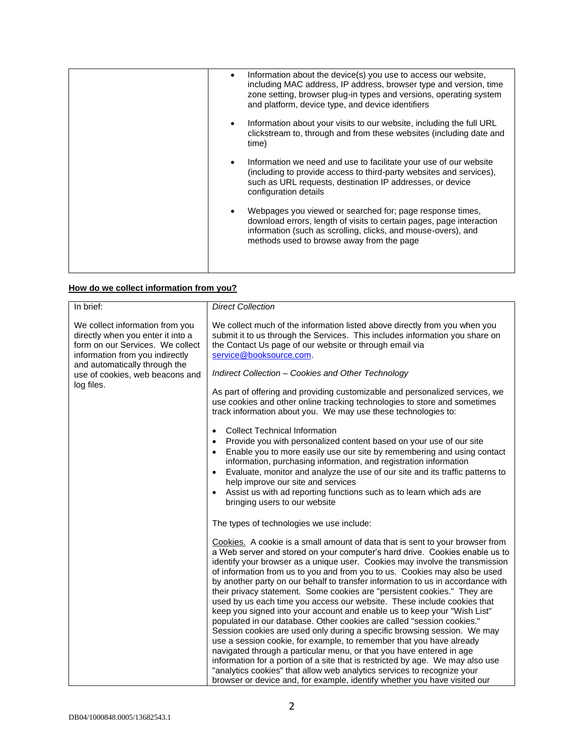| | |
|---|---|
| | • Information about the device(s) you use to access our website, including MAC address, IP address, browser type and version, time zone setting, browser plug-in types and versions, operating system and platform, device type, and device identifiers<br><br>• Information about your visits to our website, including the full URL clickstream to, through and from these websites (including date and time)<br><br>• Information we need and use to facilitate your use of our website (including to provide access to third-party websites and services), such as URL requests, destination IP addresses, or device configuration details<br><br>• Webpages you viewed or searched for; page response times, download errors, length of visits to certain pages, page interaction information (such as scrolling, clicks, and mouse-overs), and methods used to browse away from the page |

**How do we collect information from you?**

| | |
|---|---|
| In brief:<br><br>We collect information from you directly when you enter it into a form on our Services. We collect information from you indirectly and automatically through the use of cookies, web beacons and log files. | *Direct Collection*<br><br>We collect much of the information listed above directly from you when you submit it to us through the Services. This includes information you share on the Contact Us page of our website or through email via service@booksource.com.<br><br>*Indirect Collection – Cookies and Other Technology*<br><br>As part of offering and providing customizable and personalized services, we use cookies and other online tracking technologies to store and sometimes track information about you. We may use these technologies to:<br><br>• Collect Technical Information<br>• Provide you with personalized content based on your use of our site<br>• Enable you to more easily use our site by remembering and using contact information, purchasing information, and registration information<br>• Evaluate, monitor and analyze the use of our site and its traffic patterns to help improve our site and services<br>• Assist us with ad reporting functions such as to learn which ads are bringing users to our website<br><br>The types of technologies we use include:<br><br>Cookies. A cookie is a small amount of data that is sent to your browser from a Web server and stored on your computer's hard drive. Cookies enable us to identify your browser as a unique user. Cookies may involve the transmission of information from us to you and from you to us. Cookies may also be used by another party on our behalf to transfer information to us in accordance with their privacy statement. Some cookies are "persistent cookies." They are used by us each time you access our website. These include cookies that keep you signed into your account and enable us to keep your "Wish List" populated in our database. Other cookies are called "session cookies." Session cookies are used only during a specific browsing session. We may use a session cookie, for example, to remember that you have already navigated through a particular menu, or that you have entered in age information for a portion of a site that is restricted by age. We may also use "analytics cookies" that allow web analytics services to recognize your browser or device and, for example, identify whether you have visited our |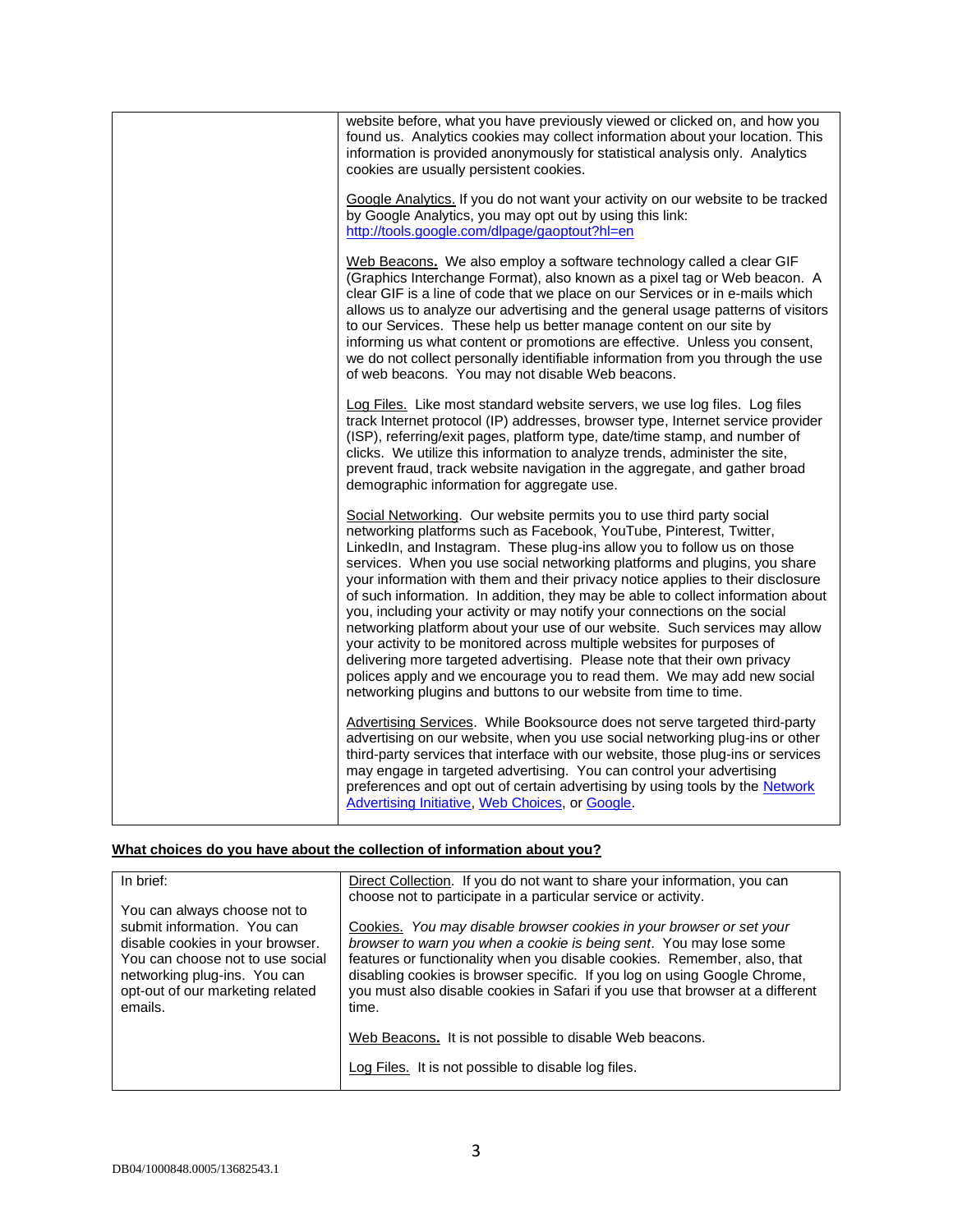| | |
|---|---|
| | website before, what you have previously viewed or clicked on, and how you found us. Analytics cookies may collect information about your location. This information is provided anonymously for statistical analysis only. Analytics cookies are usually persistent cookies.<br><br>Google Analytics. If you do not want your activity on our website to be tracked by Google Analytics, you may opt out by using this link: http://tools.google.com/dlpage/gaoptout?hl=en<br><br>Web Beacons. We also employ a software technology called a clear GIF (Graphics Interchange Format), also known as a pixel tag or Web beacon. A clear GIF is a line of code that we place on our Services or in e-mails which allows us to analyze our advertising and the general usage patterns of visitors to our Services. These help us better manage content on our site by informing us what content or promotions are effective. Unless you consent, we do not collect personally identifiable information from you through the use of web beacons. You may not disable Web beacons.<br><br>Log Files. Like most standard website servers, we use log files. Log files track Internet protocol (IP) addresses, browser type, Internet service provider (ISP), referring/exit pages, platform type, date/time stamp, and number of clicks. We utilize this information to analyze trends, administer the site, prevent fraud, track website navigation in the aggregate, and gather broad demographic information for aggregate use.<br><br>Social Networking. Our website permits you to use third party social networking platforms such as Facebook, YouTube, Pinterest, Twitter, LinkedIn, and Instagram. These plug-ins allow you to follow us on those services. When you use social networking platforms and plugins, you share your information with them and their privacy notice applies to their disclosure of such information. In addition, they may be able to collect information about you, including your activity or may notify your connections on the social networking platform about your use of our website. Such services may allow your activity to be monitored across multiple websites for purposes of delivering more targeted advertising. Please note that their own privacy polices apply and we encourage you to read them. We may add new social networking plugins and buttons to our website from time to time.<br><br>Advertising Services. While Booksource does not serve targeted third-party advertising on our website, when you use social networking plug-ins or other third-party services that interface with our website, those plug-ins or services may engage in targeted advertising. You can control your advertising preferences and opt out of certain advertising by using tools by the Network Advertising Initiative, Web Choices, or Google. |

**What choices do you have about the collection of information about you?**

| | |
|---|---|
| In brief:<br><br>You can always choose not to submit information. You can disable cookies in your browser. You can choose not to use social networking plug-ins. You can opt-out of our marketing related emails. | Direct Collection. If you do not want to share your information, you can choose not to participate in a particular service or activity.<br><br>Cookies. *You may disable browser cookies in your browser or set your browser to warn you when a cookie is being sent*. You may lose some features or functionality when you disable cookies. Remember, also, that disabling cookies is browser specific. If you log on using Google Chrome, you must also disable cookies in Safari if you use that browser at a different time.<br><br>Web Beacons. It is not possible to disable Web beacons.<br><br>Log Files. It is not possible to disable log files. |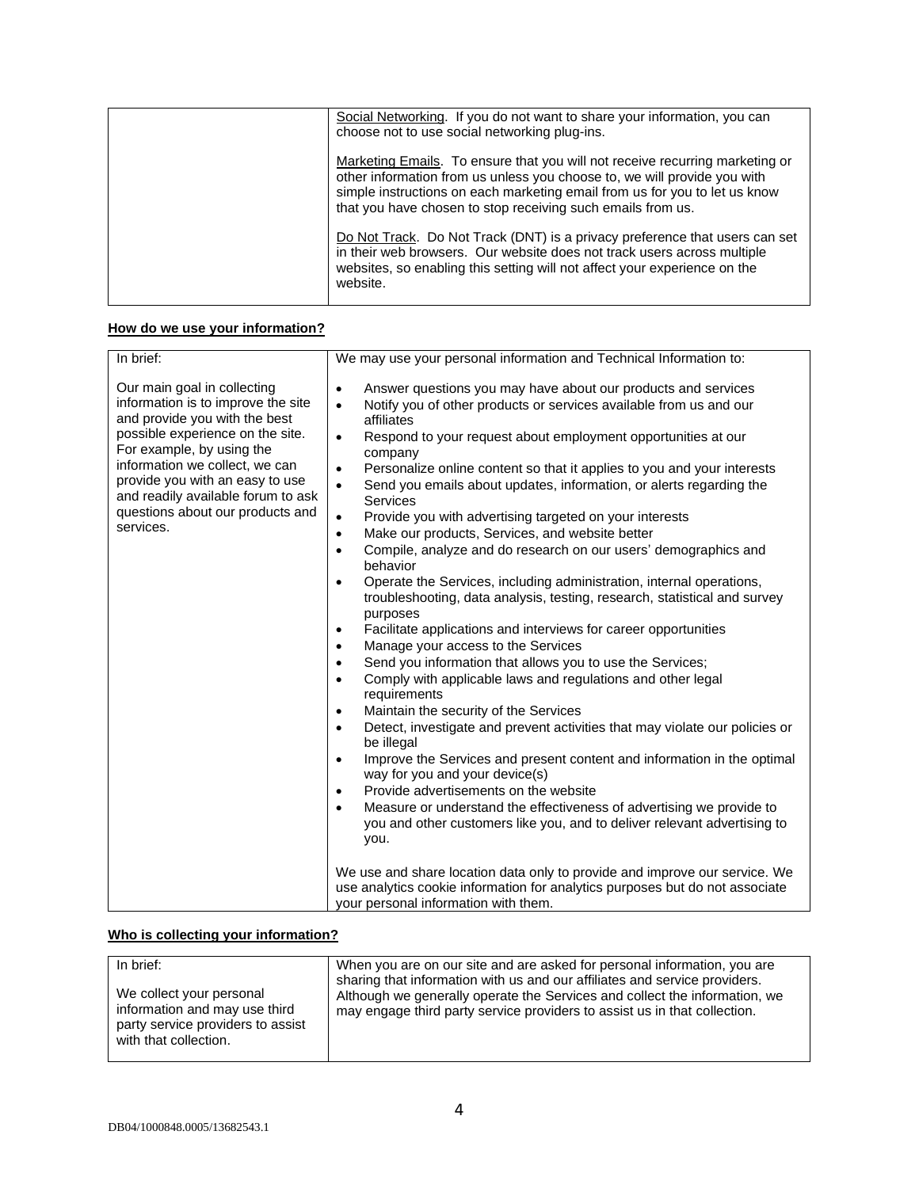| | |
|---|---|
| | Social Networking. If you do not want to share your information, you can choose not to use social networking plug-ins.<br><br>Marketing Emails. To ensure that you will not receive recurring marketing or other information from us unless you choose to, we will provide you with simple instructions on each marketing email from us for you to let us know that you have chosen to stop receiving such emails from us.<br><br>Do Not Track. Do Not Track (DNT) is a privacy preference that users can set in their web browsers. Our website does not track users across multiple websites, so enabling this setting will not affect your experience on the website. |

**How do we use your information?**

| In brief: | We may use your personal information and Technical Information to: |
|---|---|
| Our main goal in collecting information is to improve the site and provide you with the best possible experience on the site. For example, by using the information we collect, we can provide you with an easy to use and readily available forum to ask questions about our products and services. | • Answer questions you may have about our products and services<br>• Notify you of other products or services available from us and our affiliates<br>• Respond to your request about employment opportunities at our company<br>• Personalize online content so that it applies to you and your interests<br>• Send you emails about updates, information, or alerts regarding the Services<br>• Provide you with advertising targeted on your interests<br>• Make our products, Services, and website better<br>• Compile, analyze and do research on our users' demographics and behavior<br>• Operate the Services, including administration, internal operations, troubleshooting, data analysis, testing, research, statistical and survey purposes<br>• Facilitate applications and interviews for career opportunities<br>• Manage your access to the Services<br>• Send you information that allows you to use the Services;<br>• Comply with applicable laws and regulations and other legal requirements<br>• Maintain the security of the Services<br>• Detect, investigate and prevent activities that may violate our policies or be illegal<br>• Improve the Services and present content and information in the optimal way for you and your device(s)<br>• Provide advertisements on the website<br>• Measure or understand the effectiveness of advertising we provide to you and other customers like you, and to deliver relevant advertising to you.<br><br>We use and share location data only to provide and improve our service. We use analytics cookie information for analytics purposes but do not associate your personal information with them. |

**Who is collecting your information?**

| In brief: | When you are on our site and are asked for personal information, you are sharing that information with us and our affiliates and service providers. Although we generally operate the Services and collect the information, we may engage third party service providers to assist us in that collection. |
|---|---|
| We collect your personal information and may use third party service providers to assist with that collection. | |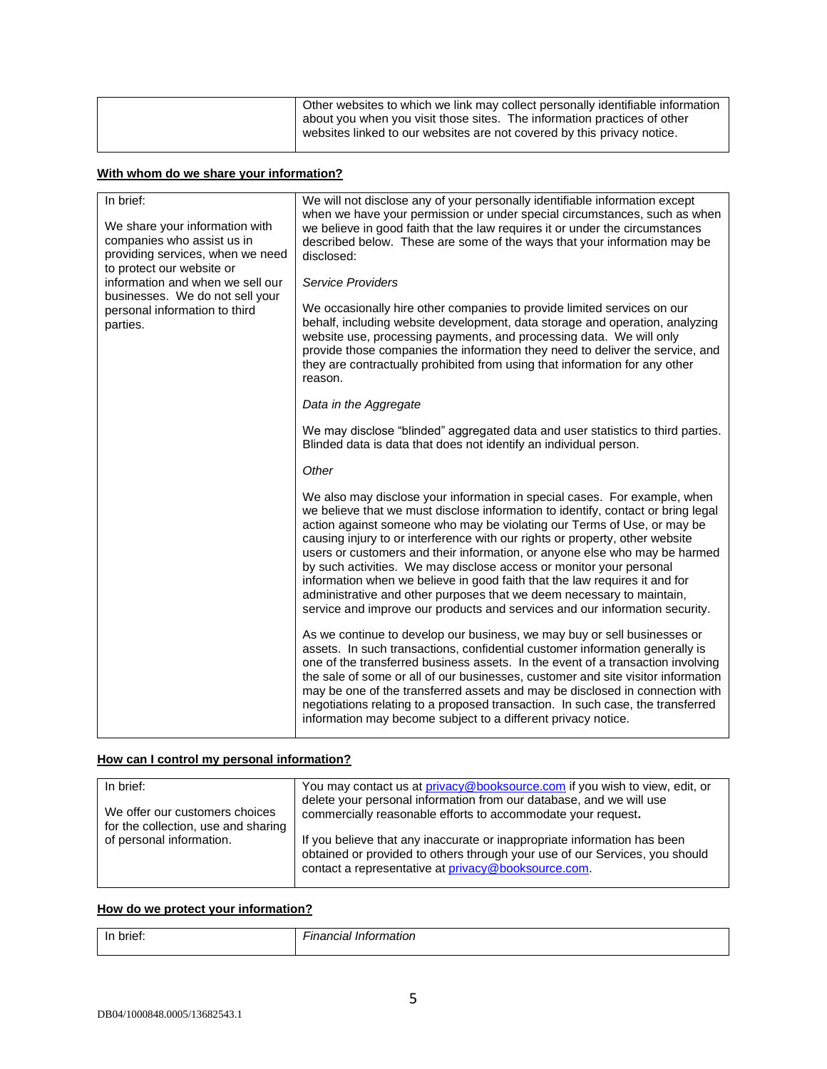| | Other websites to which we link may collect personally identifiable information about you when you visit those sites. The information practices of other websites linked to our websites are not covered by this privacy notice. |
|---|---|

**With whom do we share your information?**

| In brief:<br><br>We share your information with companies who assist us in providing services, when we need to protect our website or information and when we sell our businesses. We do not sell your personal information to third parties. | We will not disclose any of your personally identifiable information except when we have your permission or under special circumstances, such as when we believe in good faith that the law requires it or under the circumstances described below. These are some of the ways that your information may be disclosed:<br><br>*Service Providers*<br><br>We occasionally hire other companies to provide limited services on our behalf, including website development, data storage and operation, analyzing website use, processing payments, and processing data. We will only provide those companies the information they need to deliver the service, and they are contractually prohibited from using that information for any other reason.<br><br>*Data in the Aggregate*<br><br>We may disclose "blinded" aggregated data and user statistics to third parties. Blinded data is data that does not identify an individual person.<br><br>*Other*<br><br>We also may disclose your information in special cases. For example, when we believe that we must disclose information to identify, contact or bring legal action against someone who may be violating our Terms of Use, or may be causing injury to or interference with our rights or property, other website users or customers and their information, or anyone else who may be harmed by such activities. We may disclose access or monitor your personal information when we believe in good faith that the law requires it and for administrative and other purposes that we deem necessary to maintain, service and improve our products and services and our information security.<br><br>As we continue to develop our business, we may buy or sell businesses or assets. In such transactions, confidential customer information generally is one of the transferred business assets. In the event of a transaction involving the sale of some or all of our businesses, customer and site visitor information may be one of the transferred assets and may be disclosed in connection with negotiations relating to a proposed transaction. In such case, the transferred information may become subject to a different privacy notice. |
|---|---|

**How can I control my personal information?**

| In brief:<br><br>We offer our customers choices for the collection, use and sharing of personal information. | You may contact us at privacy@booksource.com if you wish to view, edit, or delete your personal information from our database, and we will use commercially reasonable efforts to accommodate your request.<br><br>If you believe that any inaccurate or inappropriate information has been obtained or provided to others through your use of our Services, you should contact a representative at privacy@booksource.com. |
|---|---|

**How do we protect your information?**

| In brief: | *Financial Information* |
|---|---|

DB04/1000848.0005/13682543.1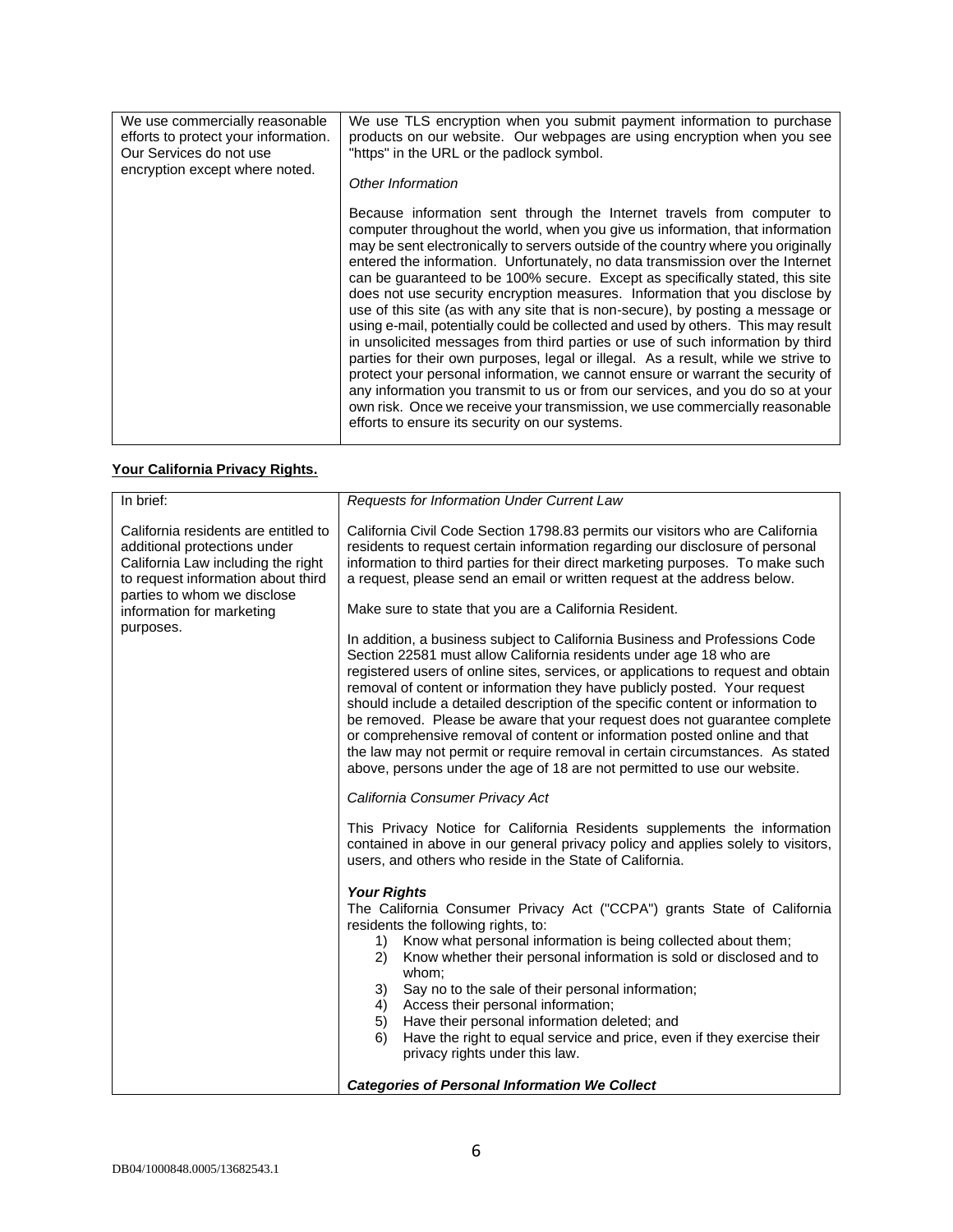| We use commercially reasonable efforts to protect your information. Our Services do not use encryption except where noted. | We use TLS encryption when you submit payment information to purchase products on our website. Our webpages are using encryption when you see "https" in the URL or the padlock symbol.<br><br>*Other Information*<br><br>Because information sent through the Internet travels from computer to computer throughout the world, when you give us information, that information may be sent electronically to servers outside of the country where you originally entered the information. Unfortunately, no data transmission over the Internet can be guaranteed to be 100% secure. Except as specifically stated, this site does not use security encryption measures. Information that you disclose by use of this site (as with any site that is non-secure), by posting a message or using e-mail, potentially could be collected and used by others. This may result in unsolicited messages from third parties or use of such information by third parties for their own purposes, legal or illegal. As a result, while we strive to protect your personal information, we cannot ensure or warrant the security of any information you transmit to us or from our services, and you do so at your own risk. Once we receive your transmission, we use commercially reasonable efforts to ensure its security on our systems. |
|---|---|

**Your California Privacy Rights.**

| In brief:<br><br>California residents are entitled to additional protections under California Law including the right to request information about third parties to whom we disclose information for marketing purposes. | *Requests for Information Under Current Law*<br><br>California Civil Code Section 1798.83 permits our visitors who are California residents to request certain information regarding our disclosure of personal information to third parties for their direct marketing purposes. To make such a request, please send an email or written request at the address below.<br><br>Make sure to state that you are a California Resident.<br><br>In addition, a business subject to California Business and Professions Code Section 22581 must allow California residents under age 18 who are registered users of online sites, services, or applications to request and obtain removal of content or information they have publicly posted. Your request should include a detailed description of the specific content or information to be removed. Please be aware that your request does not guarantee complete or comprehensive removal of content or information posted online and that the law may not permit or require removal in certain circumstances. As stated above, persons under the age of 18 are not permitted to use our website.<br><br>*California Consumer Privacy Act*<br><br>This Privacy Notice for California Residents supplements the information contained in above in our general privacy policy and applies solely to visitors, users, and others who reside in the State of California.<br><br>***Your Rights***<br>The California Consumer Privacy Act ("CCPA") grants State of California residents the following rights, to:<br>1) Know what personal information is being collected about them;<br>2) Know whether their personal information is sold or disclosed and to whom;<br>3) Say no to the sale of their personal information;<br>4) Access their personal information;<br>5) Have their personal information deleted; and<br>6) Have the right to equal service and price, even if they exercise their privacy rights under this law.<br><br>***Categories of Personal Information We Collect*** |
|---|---|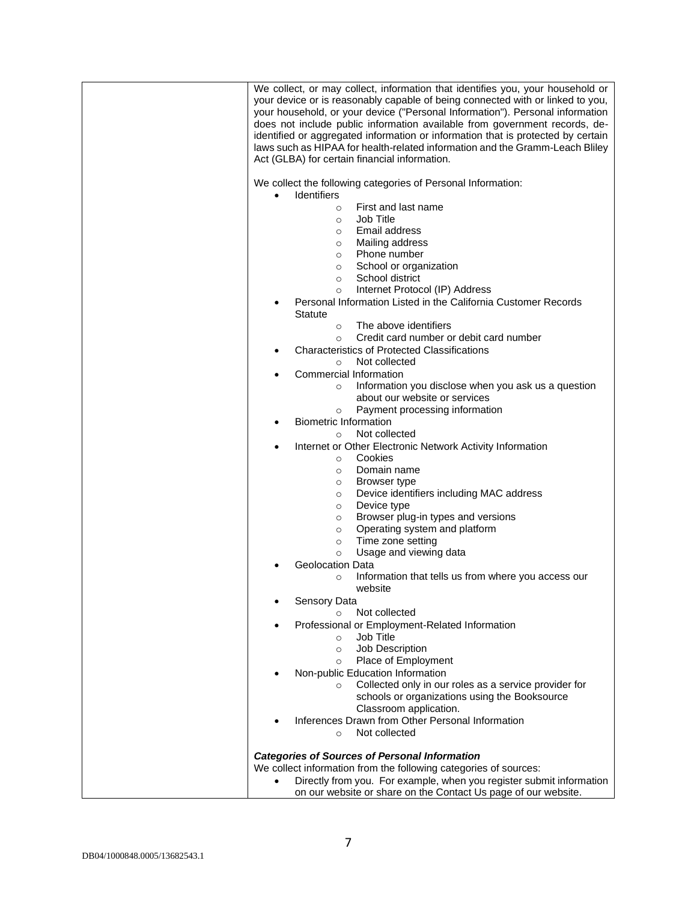|  | We collect, or may collect, information that identifies you, your household or your device or is reasonably capable of being connected with or linked to you, your household, or your device ("Personal Information"). Personal information does not include public information available from government records, de-identified or aggregated information or information that is protected by certain laws such as HIPAA for health-related information and the Gramm-Leach Bliley Act (GLBA) for certain financial information.<br><br>We collect the following categories of Personal Information:<br>• Identifiers<br>  ○ First and last name<br>  ○ Job Title<br>  ○ Email address<br>  ○ Mailing address<br>  ○ Phone number<br>  ○ School or organization<br>  ○ School district<br>  ○ Internet Protocol (IP) Address<br>• Personal Information Listed in the California Customer Records Statute<br>  ○ The above identifiers<br>  ○ Credit card number or debit card number<br>• Characteristics of Protected Classifications<br>  ○ Not collected<br>• Commercial Information<br>  ○ Information you disclose when you ask us a question about our website or services<br>  ○ Payment processing information<br>• Biometric Information<br>  ○ Not collected<br>• Internet or Other Electronic Network Activity Information<br>  ○ Cookies<br>  ○ Domain name<br>  ○ Browser type<br>  ○ Device identifiers including MAC address<br>  ○ Device type<br>  ○ Browser plug-in types and versions<br>  ○ Operating system and platform<br>  ○ Time zone setting<br>  ○ Usage and viewing data<br>• Geolocation Data<br>  ○ Information that tells us from where you access our website<br>• Sensory Data<br>  ○ Not collected<br>• Professional or Employment-Related Information<br>  ○ Job Title<br>  ○ Job Description<br>  ○ Place of Employment<br>• Non-public Education Information<br>  ○ Collected only in our roles as a service provider for schools or organizations using the Booksource Classroom application.<br>• Inferences Drawn from Other Personal Information<br>  ○ Not collected<br><br>***Categories of Sources of Personal Information***<br>We collect information from the following categories of sources:<br>• Directly from you. For example, when you register submit information on our website or share on the Contact Us page of our website. |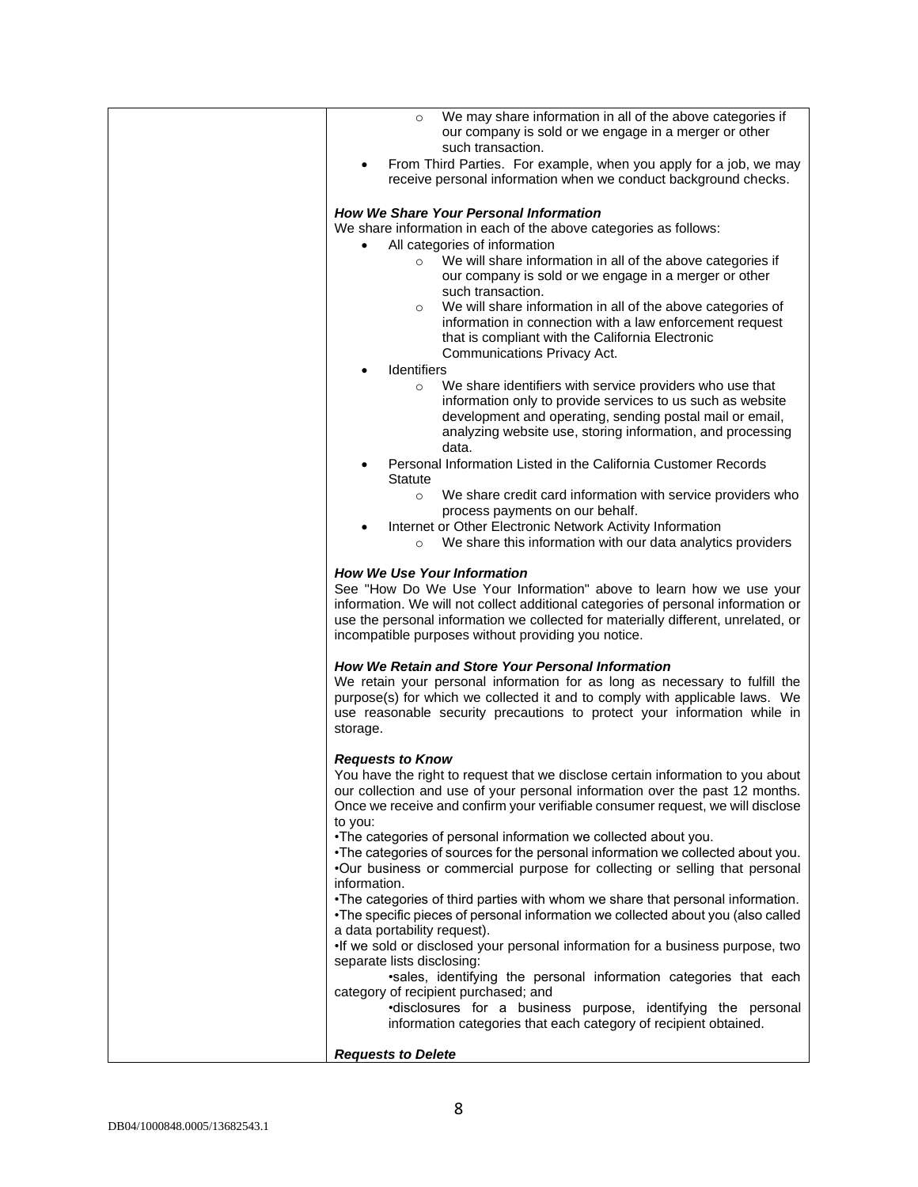- We may share information in all of the above categories if our company is sold or we engage in a merger or other such transaction.
- From Third Parties. For example, when you apply for a job, we may receive personal information when we conduct background checks.

***How We Share Your Personal Information***

We share information in each of the above categories as follows:

- All categories of information
    - We will share information in all of the above categories if our company is sold or we engage in a merger or other such transaction.
    - We will share information in all of the above categories of information in connection with a law enforcement request that is compliant with the California Electronic Communications Privacy Act.
- Identifiers
    - We share identifiers with service providers who use that information only to provide services to us such as website development and operating, sending postal mail or email, analyzing website use, storing information, and processing data.
- Personal Information Listed in the California Customer Records Statute
    - We share credit card information with service providers who process payments on our behalf.
- Internet or Other Electronic Network Activity Information
    - We share this information with our data analytics providers

***How We Use Your Information***

See "How Do We Use Your Information" above to learn how we use your information. We will not collect additional categories of personal information or use the personal information we collected for materially different, unrelated, or incompatible purposes without providing you notice.

***How We Retain and Store Your Personal Information***

We retain your personal information for as long as necessary to fulfill the purpose(s) for which we collected it and to comply with applicable laws. We use reasonable security precautions to protect your information while in storage.

***Requests to Know***

You have the right to request that we disclose certain information to you about our collection and use of your personal information over the past 12 months. Once we receive and confirm your verifiable consumer request, we will disclose to you:

•The categories of personal information we collected about you.
•The categories of sources for the personal information we collected about you.
•Our business or commercial purpose for collecting or selling that personal information.
•The categories of third parties with whom we share that personal information.
•The specific pieces of personal information we collected about you (also called a data portability request).
•If we sold or disclosed your personal information for a business purpose, two separate lists disclosing:

•sales, identifying the personal information categories that each category of recipient purchased; and
•disclosures for a business purpose, identifying the personal information categories that each category of recipient obtained.

***Requests to Delete***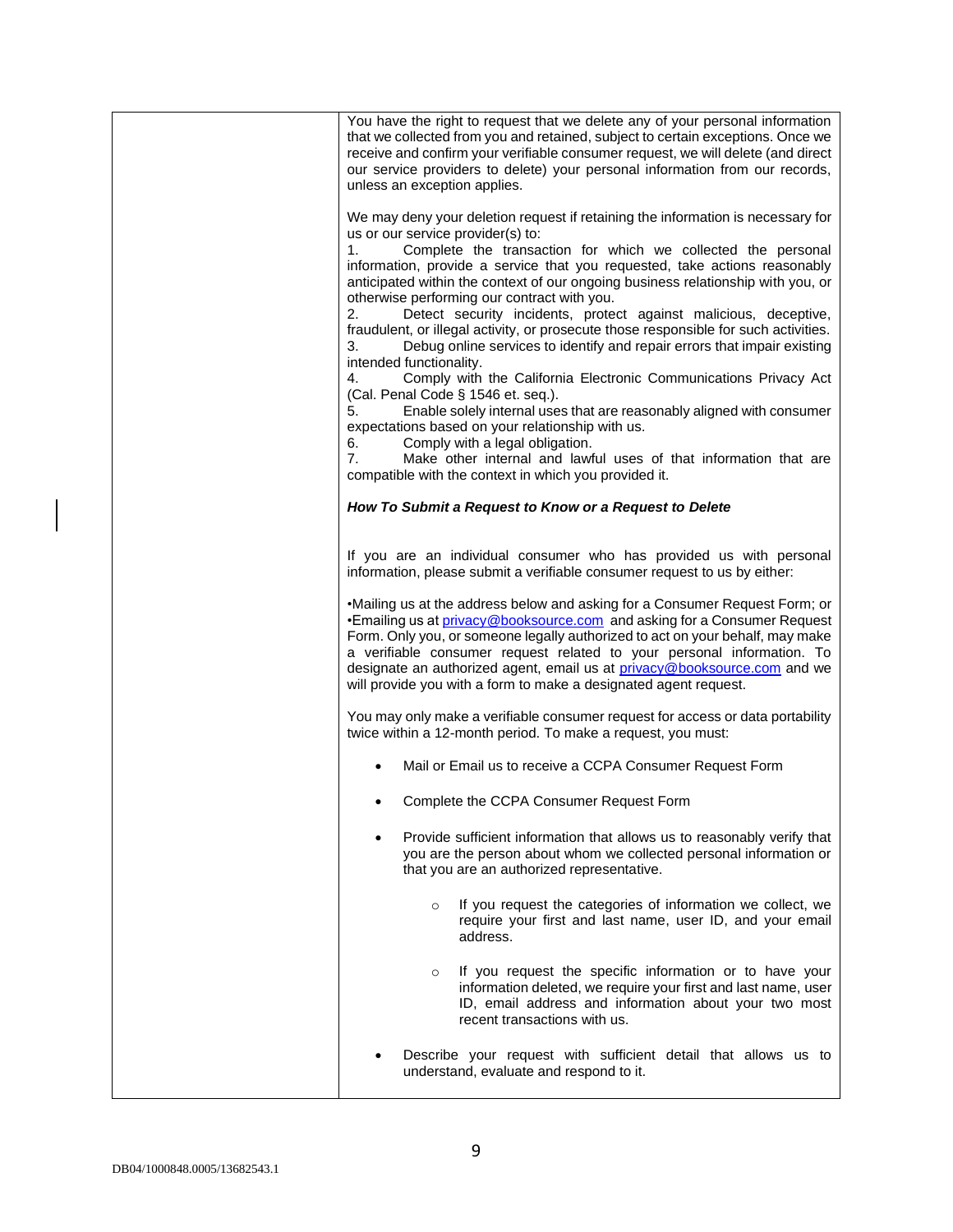You have the right to request that we delete any of your personal information that we collected from you and retained, subject to certain exceptions. Once we receive and confirm your verifiable consumer request, we will delete (and direct our service providers to delete) your personal information from our records, unless an exception applies.

We may deny your deletion request if retaining the information is necessary for us or our service provider(s) to:

1. Complete the transaction for which we collected the personal information, provide a service that you requested, take actions reasonably anticipated within the context of our ongoing business relationship with you, or otherwise performing our contract with you.
2. Detect security incidents, protect against malicious, deceptive, fraudulent, or illegal activity, or prosecute those responsible for such activities.
3. Debug online services to identify and repair errors that impair existing intended functionality.
4. Comply with the California Electronic Communications Privacy Act (Cal. Penal Code § 1546 et. seq.).
5. Enable solely internal uses that are reasonably aligned with consumer expectations based on your relationship with us.
6. Comply with a legal obligation.
7. Make other internal and lawful uses of that information that are compatible with the context in which you provided it.

***How To Submit a Request to Know or a Request to Delete***

If you are an individual consumer who has provided us with personal information, please submit a verifiable consumer request to us by either:

•Mailing us at the address below and asking for a Consumer Request Form; or
•Emailing us at privacy@booksource.com and asking for a Consumer Request Form. Only you, or someone legally authorized to act on your behalf, may make a verifiable consumer request related to your personal information. To designate an authorized agent, email us at privacy@booksource.com and we will provide you with a form to make a designated agent request.

You may only make a verifiable consumer request for access or data portability twice within a 12-month period. To make a request, you must:

- Mail or Email us to receive a CCPA Consumer Request Form
- Complete the CCPA Consumer Request Form
- Provide sufficient information that allows us to reasonably verify that you are the person about whom we collected personal information or that you are an authorized representative.
    - If you request the categories of information we collect, we require your first and last name, user ID, and your email address.
    - If you request the specific information or to have your information deleted, we require your first and last name, user ID, email address and information about your two most recent transactions with us.
- Describe your request with sufficient detail that allows us to understand, evaluate and respond to it.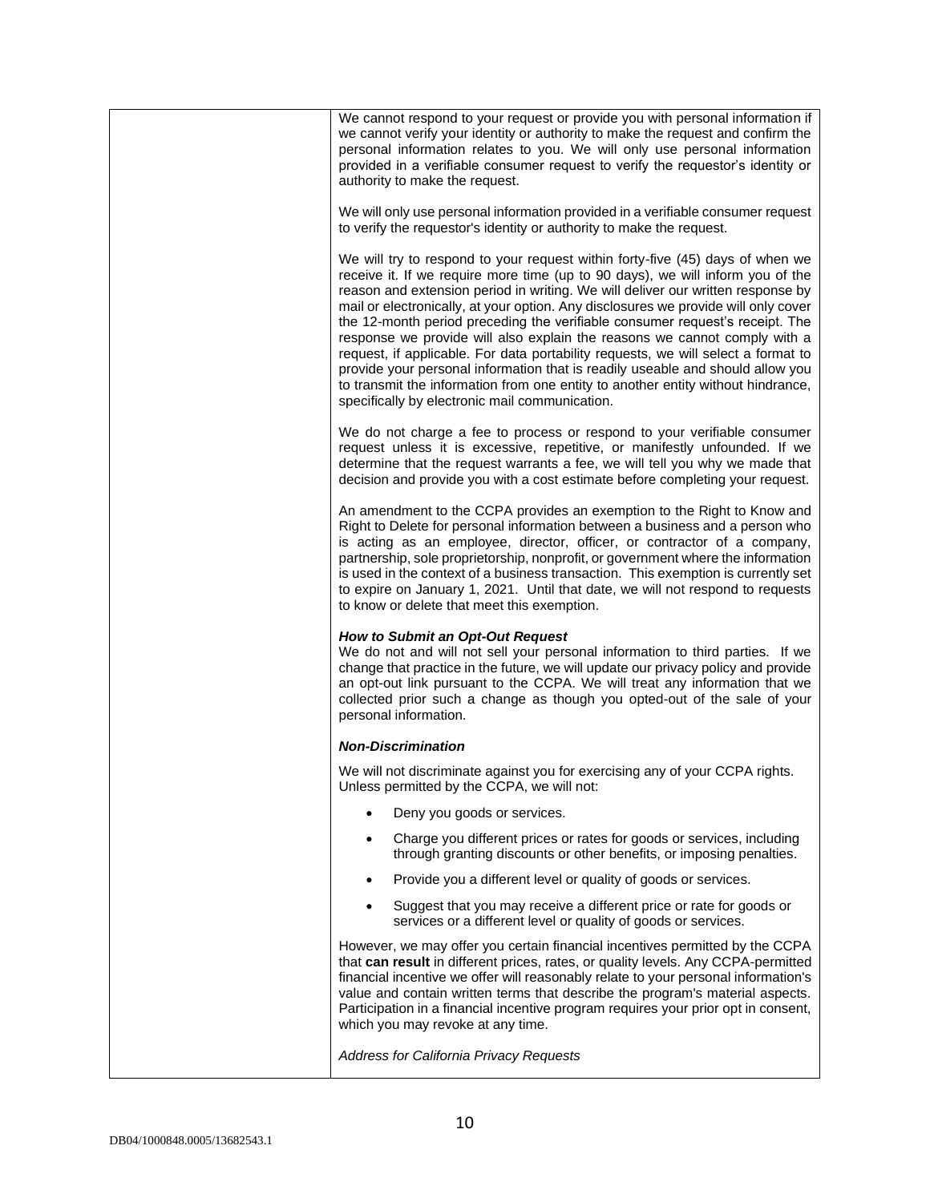We cannot respond to your request or provide you with personal information if we cannot verify your identity or authority to make the request and confirm the personal information relates to you. We will only use personal information provided in a verifiable consumer request to verify the requestor's identity or authority to make the request.

We will only use personal information provided in a verifiable consumer request to verify the requestor's identity or authority to make the request.

We will try to respond to your request within forty-five (45) days of when we receive it. If we require more time (up to 90 days), we will inform you of the reason and extension period in writing. We will deliver our written response by mail or electronically, at your option. Any disclosures we provide will only cover the 12-month period preceding the verifiable consumer request's receipt. The response we provide will also explain the reasons we cannot comply with a request, if applicable. For data portability requests, we will select a format to provide your personal information that is readily useable and should allow you to transmit the information from one entity to another entity without hindrance, specifically by electronic mail communication.

We do not charge a fee to process or respond to your verifiable consumer request unless it is excessive, repetitive, or manifestly unfounded. If we determine that the request warrants a fee, we will tell you why we made that decision and provide you with a cost estimate before completing your request.

An amendment to the CCPA provides an exemption to the Right to Know and Right to Delete for personal information between a business and a person who is acting as an employee, director, officer, or contractor of a company, partnership, sole proprietorship, nonprofit, or government where the information is used in the context of a business transaction. This exemption is currently set to expire on January 1, 2021. Until that date, we will not respond to requests to know or delete that meet this exemption.

***How to Submit an Opt-Out Request***

We do not and will not sell your personal information to third parties. If we change that practice in the future, we will update our privacy policy and provide an opt-out link pursuant to the CCPA. We will treat any information that we collected prior such a change as though you opted-out of the sale of your personal information.

***Non-Discrimination***

We will not discriminate against you for exercising any of your CCPA rights. Unless permitted by the CCPA, we will not:

- Deny you goods or services.
- Charge you different prices or rates for goods or services, including through granting discounts or other benefits, or imposing penalties.
- Provide you a different level or quality of goods or services.
- Suggest that you may receive a different price or rate for goods or services or a different level or quality of goods or services.

However, we may offer you certain financial incentives permitted by the CCPA that **can result** in different prices, rates, or quality levels. Any CCPA-permitted financial incentive we offer will reasonably relate to your personal information's value and contain written terms that describe the program's material aspects. Participation in a financial incentive program requires your prior opt in consent, which you may revoke at any time.

*Address for California Privacy Requests*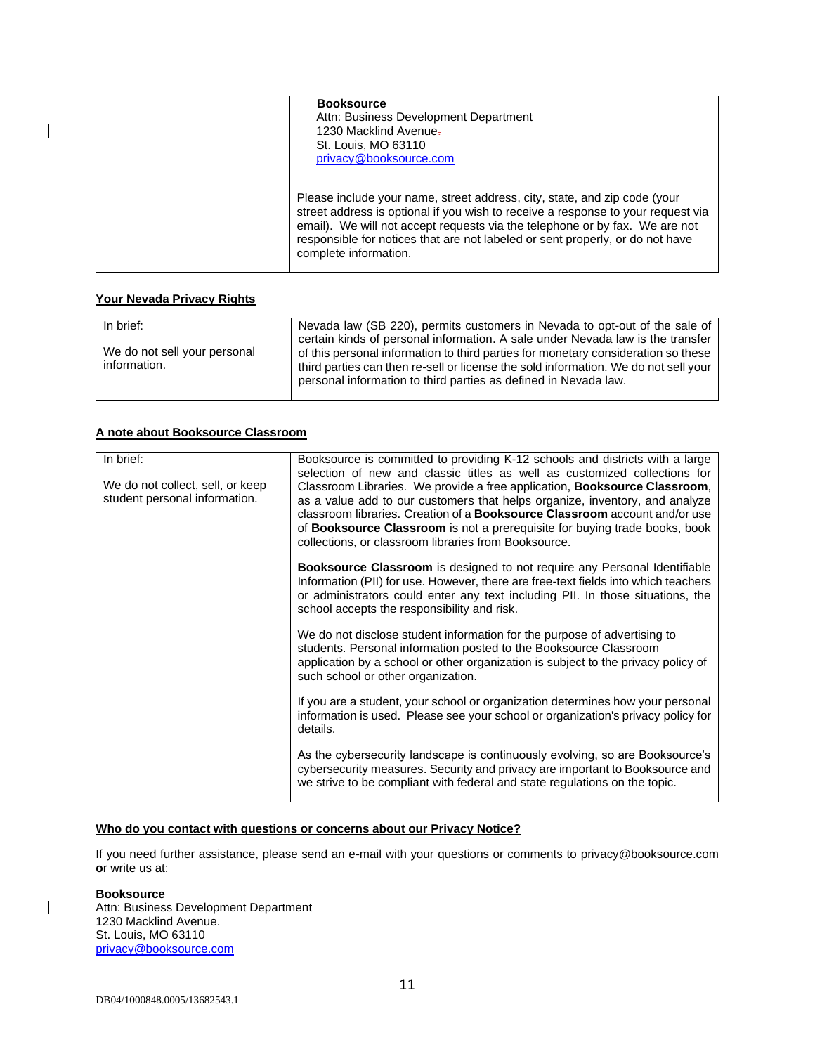| | |
|---|---|
| | **Booksource**<br>Attn: Business Development Department<br>1230 Macklind Avenue.<br>St. Louis, MO 63110<br>privacy@booksource.com<br><br>Please include your name, street address, city, state, and zip code (your street address is optional if you wish to receive a response to your request via email). We will not accept requests via the telephone or by fax. We are not responsible for notices that are not labeled or sent properly, or do not have complete information. |

**Your Nevada Privacy Rights**

| | |
|---|---|
| In brief:<br><br>We do not sell your personal information. | Nevada law (SB 220), permits customers in Nevada to opt-out of the sale of certain kinds of personal information. A sale under Nevada law is the transfer of this personal information to third parties for monetary consideration so these third parties can then re-sell or license the sold information. We do not sell your personal information to third parties as defined in Nevada law. |

**A note about Booksource Classroom**

| | |
|---|---|
| In brief:<br><br>We do not collect, sell, or keep student personal information. | Booksource is committed to providing K-12 schools and districts with a large selection of new and classic titles as well as customized collections for Classroom Libraries. We provide a free application, **Booksource Classroom**, as a value add to our customers that helps organize, inventory, and analyze classroom libraries. Creation of a **Booksource Classroom** account and/or use of **Booksource Classroom** is not a prerequisite for buying trade books, book collections, or classroom libraries from Booksource.<br><br>**Booksource Classroom** is designed to not require any Personal Identifiable Information (PII) for use. However, there are free-text fields into which teachers or administrators could enter any text including PII. In those situations, the school accepts the responsibility and risk.<br><br>We do not disclose student information for the purpose of advertising to students. Personal information posted to the Booksource Classroom application by a school or other organization is subject to the privacy policy of such school or other organization.<br><br>If you are a student, your school or organization determines how your personal information is used. Please see your school or organization's privacy policy for details.<br><br>As the cybersecurity landscape is continuously evolving, so are Booksource's cybersecurity measures. Security and privacy are important to Booksource and we strive to be compliant with federal and state regulations on the topic. |

**Who do you contact with questions or concerns about our Privacy Notice?**

If you need further assistance, please send an e-mail with your questions or comments to privacy@booksource.com **o**r write us at:

**Booksource**
Attn: Business Development Department
1230 Macklind Avenue.
St. Louis, MO 63110
privacy@booksource.com

DB04/1000848.0005/13682543.1